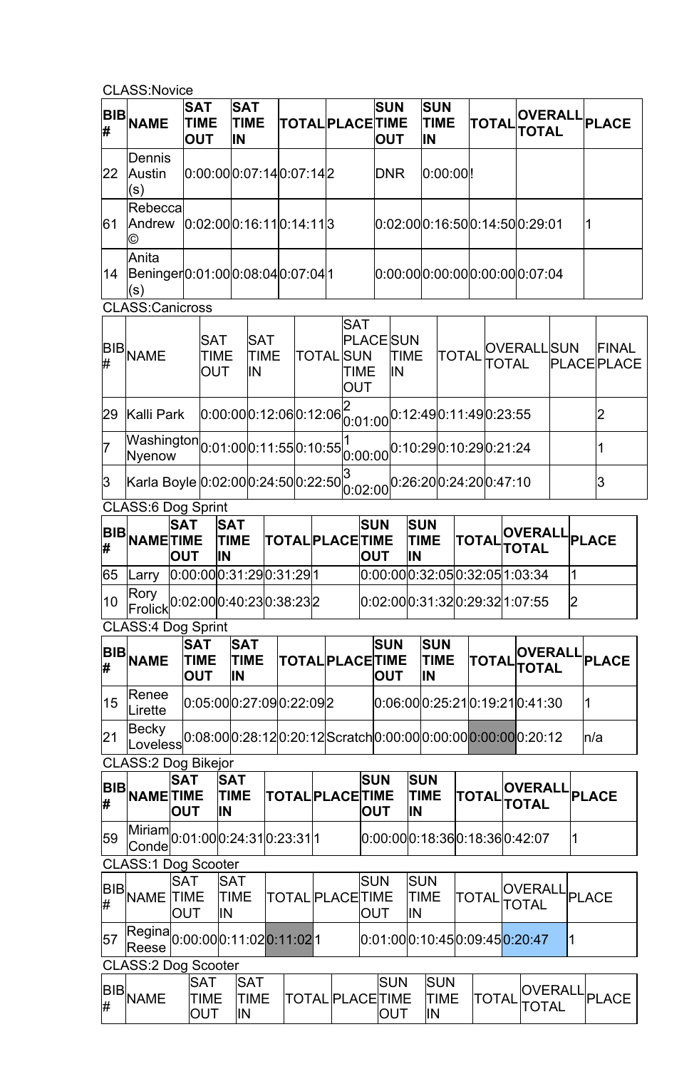CLASS:Novice

| BIB # | NAME | SAT TIME OUT | SAT TIME IN | TOTAL | PLACE | SUN TIME OUT | SUN TIME IN | TOTAL | OVERALL TOTAL | PLACE |
|---|---|---|---|---|---|---|---|---|---|---|
| 22 | Dennis Austin (s) | 0:00:00 | 0:07:14 | 0:07:14 | 2 | DNR | 0:00:00 | ! | | |
| 61 | Rebecca Andrew © | 0:02:00 | 0:16:11 | 0:14:11 | 3 | 0:02:00 | 0:16:50 | 0:14:50 | 0:29:01 | 1 |
| 14 | Anita Beninger (s) | 0:01:00 | 0:08:04 | 0:07:04 | 1 | 0:00:00 | 0:00:00 | 0:00:00 | 0:07:04 | |

CLASS:Canicross

| BIB # | NAME | SAT TIME OUT | SAT TIME IN | TOTAL | SAT PLACE SUN TIME OUT | SUN TIME IN | TOTAL | OVERALL TOTAL | SUN PLACE | FINAL PLACE |
|---|---|---|---|---|---|---|---|---|---|---|
| 29 | Kalli Park | 0:00:00 | 0:12:06 | 0:12:06 | 2 0:01:00 | 0:12:49 | 0:11:49 | 0:23:55 | | 2 |
| 7 | Washington Nyenow | 0:01:00 | 0:11:55 | 0:10:55 | 1 0:00:00 | 0:10:29 | 0:10:29 | 0:21:24 | | 1 |
| 3 | Karla Boyle | 0:02:00 | 0:24:50 | 0:22:50 | 3 0:02:00 | 0:26:20 | 0:24:20 | 0:47:10 | | 3 |

CLASS:6 Dog Sprint

| BIB # | NAME | SAT TIME OUT | SAT TIME IN | TOTAL | PLACE | SUN TIME OUT | SUN TIME IN | TOTAL | OVERALL TOTAL | PLACE |
|---|---|---|---|---|---|---|---|---|---|---|
| 65 | Larry | 0:00:00 | 0:31:29 | 0:31:29 | 1 | 0:00:00 | 0:32:05 | 0:32:05 | 1:03:34 | 1 |
| 10 | Rory Frolick | 0:02:00 | 0:40:23 | 0:38:23 | 2 | 0:02:00 | 0:31:32 | 0:29:32 | 1:07:55 | 2 |

CLASS:4 Dog Sprint

| BIB # | NAME | SAT TIME OUT | SAT TIME IN | TOTAL | PLACE | SUN TIME OUT | SUN TIME IN | TOTAL | OVERALL TOTAL | PLACE |
|---|---|---|---|---|---|---|---|---|---|---|
| 15 | Renee Lirette | 0:05:00 | 0:27:09 | 0:22:09 | 2 | 0:06:00 | 0:25:21 | 0:19:21 | 0:41:30 | 1 |
| 21 | Becky Loveless | 0:08:00 | 0:28:12 | 0:20:12 | Scratch | 0:00:00 | 0:00:00 | 0:00:00 | 0:20:12 | n/a |

CLASS:2 Dog Bikejor

| BIB # | NAME | SAT TIME OUT | SAT TIME IN | TOTAL | PLACE | SUN TIME OUT | SUN TIME IN | TOTAL | OVERALL TOTAL | PLACE |
|---|---|---|---|---|---|---|---|---|---|---|
| 59 | Miriam Conde | 0:01:00 | 0:24:31 | 0:23:31 | 1 | 0:00:00 | 0:18:36 | 0:18:36 | 0:42:07 | 1 |

CLASS:1 Dog Scooter

| BIB # | NAME | SAT TIME OUT | SAT TIME IN | TOTAL | PLACE | SUN TIME OUT | SUN TIME IN | TOTAL | OVERALL TOTAL | PLACE |
|---|---|---|---|---|---|---|---|---|---|---|
| 57 | Regina Reese | 0:00:00 | 0:11:02 | 0:11:02 | 1 | 0:01:00 | 0:10:45 | 0:09:45 | 0:20:47 | 1 |

CLASS:2 Dog Scooter

| BIB # | NAME | SAT TIME OUT | SAT TIME IN | TOTAL | PLACE | SUN TIME OUT | SUN TIME IN | TOTAL | OVERALL TOTAL | PLACE |
|---|---|---|---|---|---|---|---|---|---|---|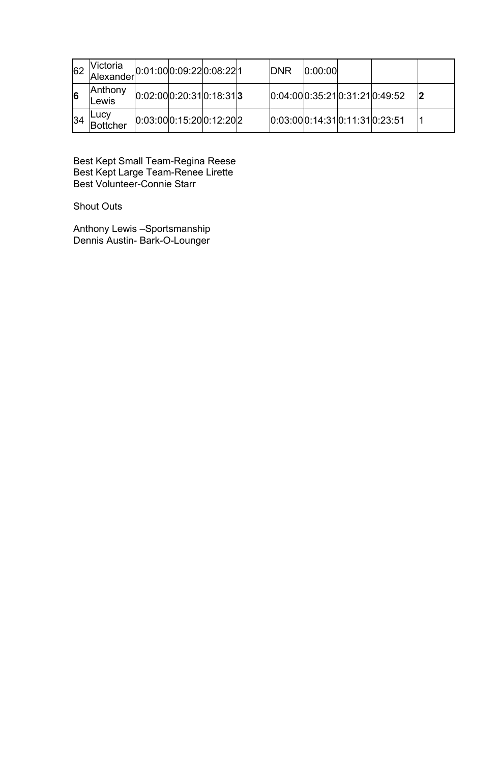| | | | | | | | | | | |
|---|---|---|---|---|---|---|---|---|---|---|
| 62 | Victoria Alexander | 0:01:00 | 0:09:22 | 0:08:22 | 1 | DNR | 0:00:00 | | | |
| **6** | Anthony Lewis | 0:02:00 | 0:20:31 | 0:18:31 | **3** | 0:04:00 | 0:35:21 | 0:31:21 | 0:49:52 | **2** |
| 34 | Lucy Bottcher | 0:03:00 | 0:15:20 | 0:12:20 | 2 | 0:03:00 | 0:14:31 | 0:11:31 | 0:23:51 | 1 |

Best Kept Small Team-Regina Reese
Best Kept Large Team-Renee Lirette
Best Volunteer-Connie Starr

Shout Outs

Anthony Lewis –Sportsmanship
Dennis Austin- Bark-O-Lounger